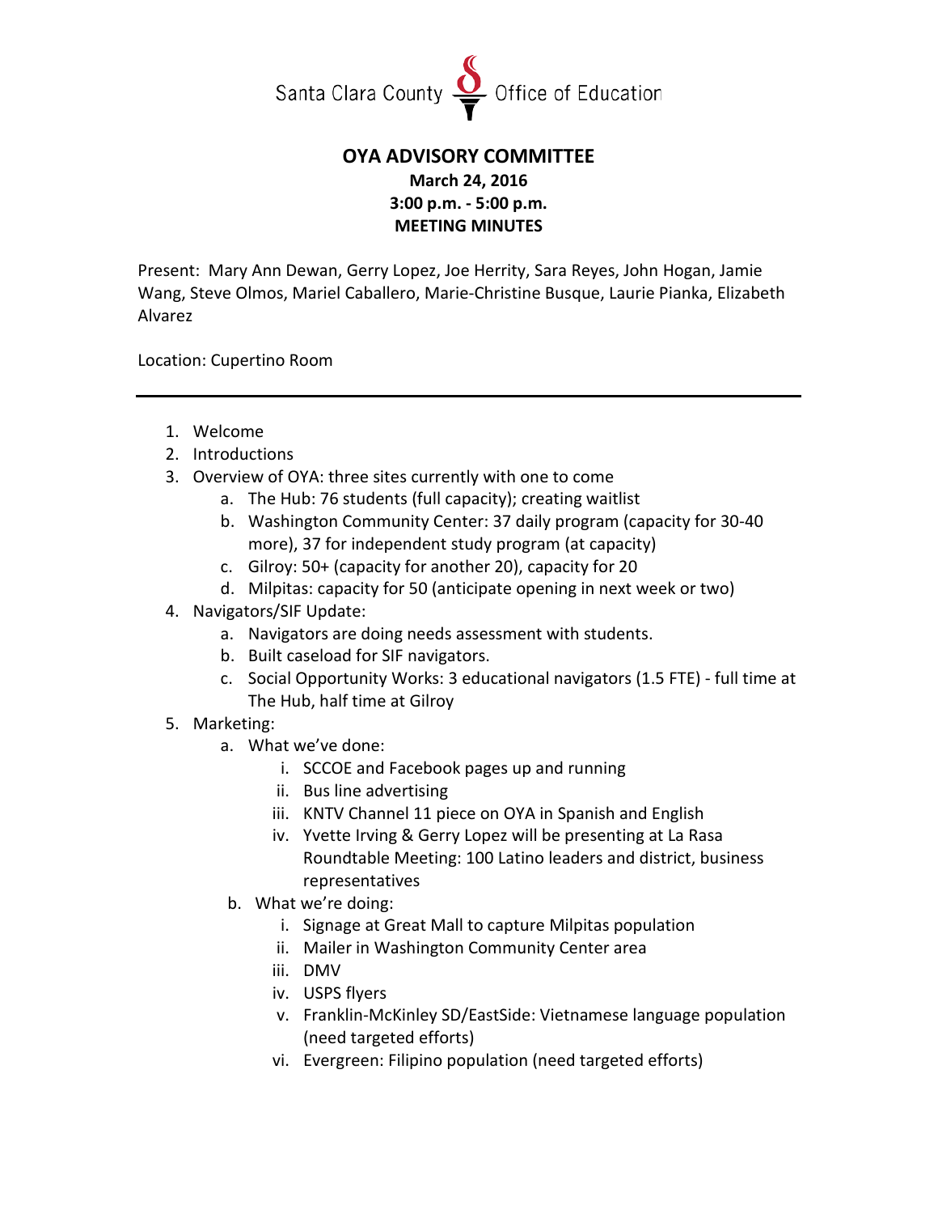Santa Clara County Office of Education

# OYA ADVISORY COMMITTEE

**March 24, 2016**
**3:00 p.m. - 5:00 p.m.**
**MEETING MINUTES**

Present: Mary Ann Dewan, Gerry Lopez, Joe Herrity, Sara Reyes, John Hogan, Jamie Wang, Steve Olmos, Mariel Caballero, Marie-Christine Busque, Laurie Pianka, Elizabeth Alvarez

Location: Cupertino Room

---

1. Welcome
2. Introductions
3. Overview of OYA: three sites currently with one to come
   a. The Hub: 76 students (full capacity); creating waitlist
   b. Washington Community Center: 37 daily program (capacity for 30-40 more), 37 for independent study program (at capacity)
   c. Gilroy: 50+ (capacity for another 20), capacity for 20
   d. Milpitas: capacity for 50 (anticipate opening in next week or two)
4. Navigators/SIF Update:
   a. Navigators are doing needs assessment with students.
   b. Built caseload for SIF navigators.
   c. Social Opportunity Works: 3 educational navigators (1.5 FTE) - full time at The Hub, half time at Gilroy
5. Marketing:
   a. What we've done:
      i. SCCOE and Facebook pages up and running
      ii. Bus line advertising
      iii. KNTV Channel 11 piece on OYA in Spanish and English
      iv. Yvette Irving & Gerry Lopez will be presenting at La Rasa Roundtable Meeting: 100 Latino leaders and district, business representatives
   b. What we're doing:
      i. Signage at Great Mall to capture Milpitas population
      ii. Mailer in Washington Community Center area
      iii. DMV
      iv. USPS flyers
      v. Franklin-McKinley SD/EastSide: Vietnamese language population (need targeted efforts)
      vi. Evergreen: Filipino population (need targeted efforts)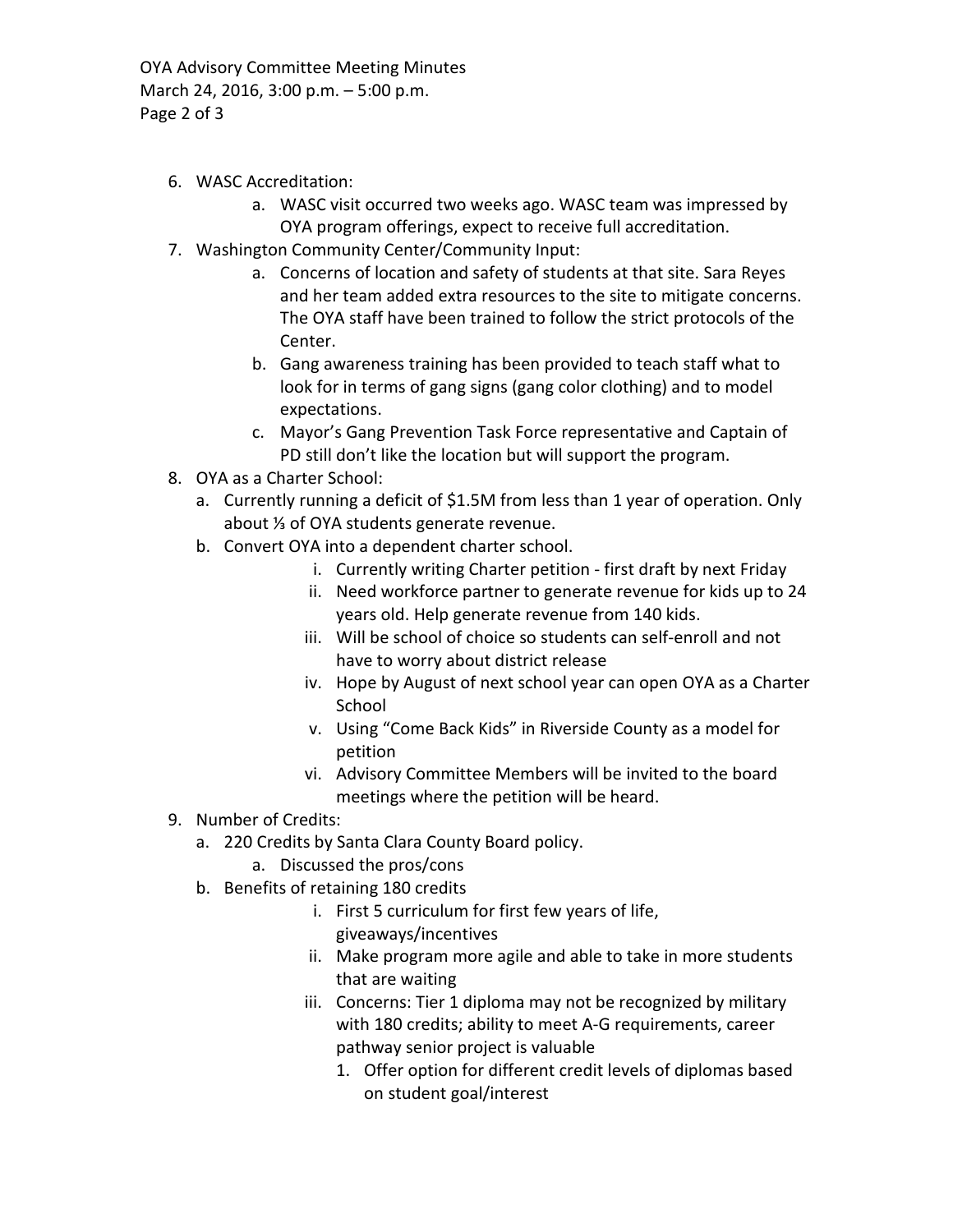6. WASC Accreditation:
    a. WASC visit occurred two weeks ago. WASC team was impressed by OYA program offerings, expect to receive full accreditation.
7. Washington Community Center/Community Input:
    a. Concerns of location and safety of students at that site. Sara Reyes and her team added extra resources to the site to mitigate concerns. The OYA staff have been trained to follow the strict protocols of the Center.
    b. Gang awareness training has been provided to teach staff what to look for in terms of gang signs (gang color clothing) and to model expectations.
    c. Mayor's Gang Prevention Task Force representative and Captain of PD still don't like the location but will support the program.
8. OYA as a Charter School:
    a. Currently running a deficit of $1.5M from less than 1 year of operation. Only about ⅓ of OYA students generate revenue.
    b. Convert OYA into a dependent charter school.
        i. Currently writing Charter petition - first draft by next Friday
        ii. Need workforce partner to generate revenue for kids up to 24 years old. Help generate revenue from 140 kids.
        iii. Will be school of choice so students can self-enroll and not have to worry about district release
        iv. Hope by August of next school year can open OYA as a Charter School
        v. Using "Come Back Kids" in Riverside County as a model for petition
        vi. Advisory Committee Members will be invited to the board meetings where the petition will be heard.
9. Number of Credits:
    a. 220 Credits by Santa Clara County Board policy.
        a. Discussed the pros/cons
    b. Benefits of retaining 180 credits
        i. First 5 curriculum for first few years of life, giveaways/incentives
        ii. Make program more agile and able to take in more students that are waiting
        iii. Concerns: Tier 1 diploma may not be recognized by military with 180 credits; ability to meet A-G requirements, career pathway senior project is valuable
            1. Offer option for different credit levels of diplomas based on student goal/interest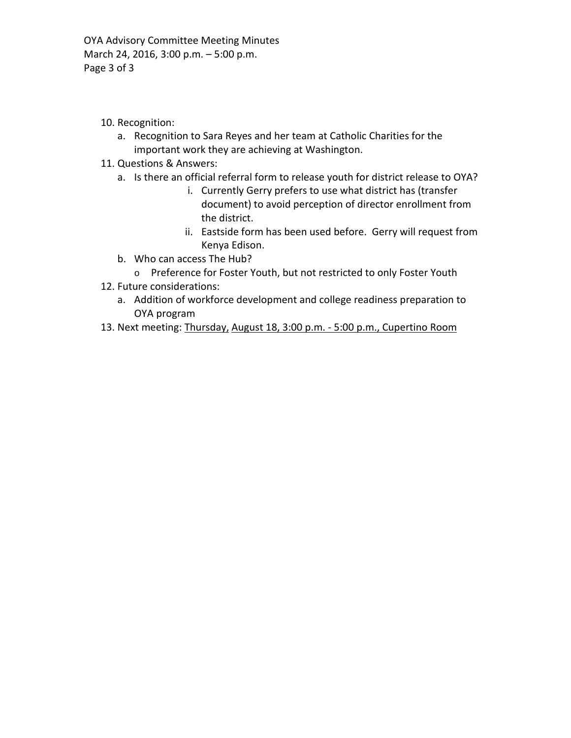10. Recognition:
    a. Recognition to Sara Reyes and her team at Catholic Charities for the important work they are achieving at Washington.
11. Questions & Answers:
    a. Is there an official referral form to release youth for district release to OYA?
        i. Currently Gerry prefers to use what district has (transfer document) to avoid perception of director enrollment from the district.
        ii. Eastside form has been used before. Gerry will request from Kenya Edison.
    b. Who can access The Hub?
        - Preference for Foster Youth, but not restricted to only Foster Youth
12. Future considerations:
    a. Addition of workforce development and college readiness preparation to OYA program
13. Next meeting: <u>Thursday,</u> <u>August 18, 3:00 p.m. - 5:00 p.m., Cupertino Room</u>